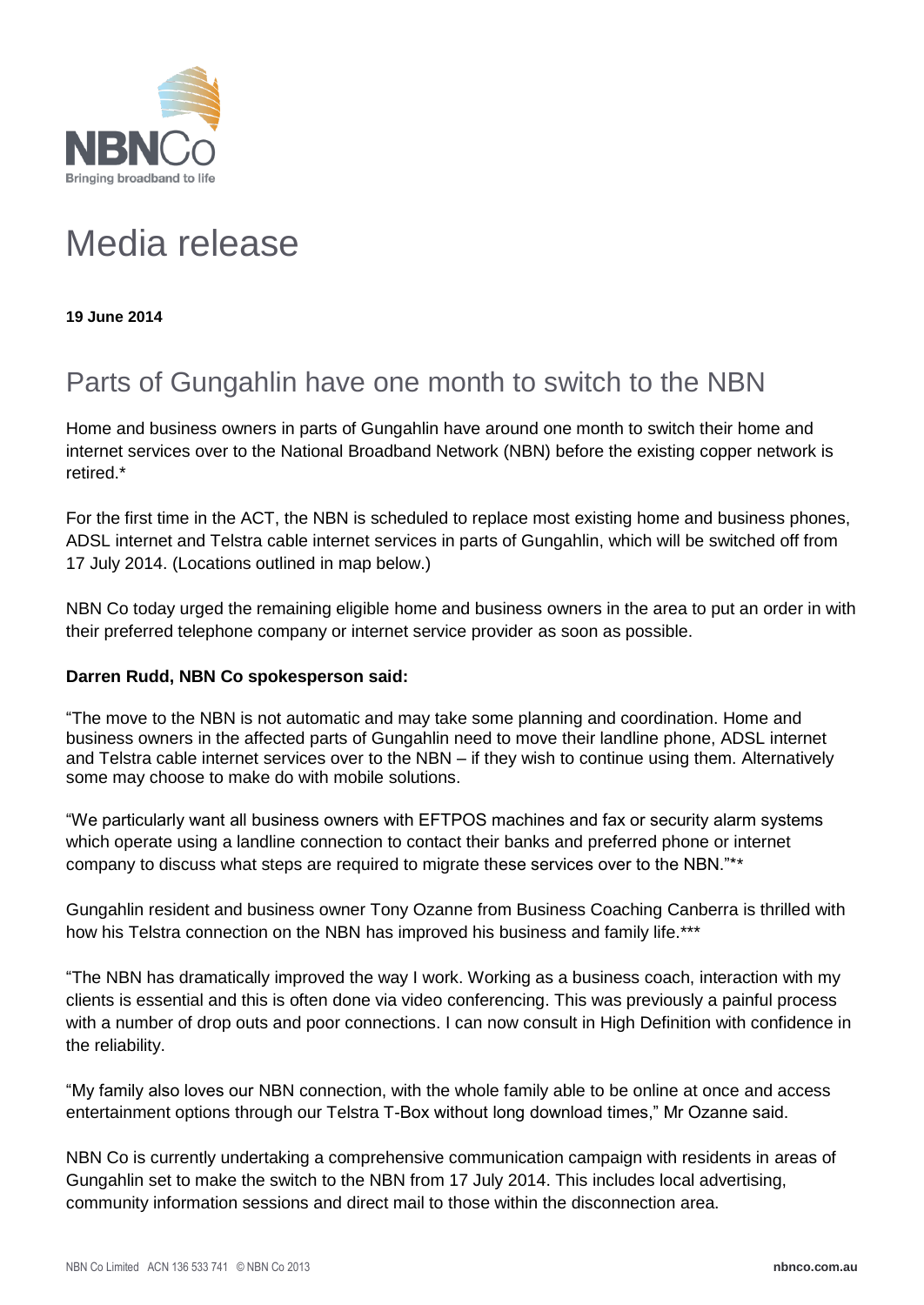# Media release

**19 June 2014**

## Parts of Gungahlin have one month to switch to the NBN

Home and business owners in parts of Gungahlin have around one month to switch their home and internet services over to the National Broadband Network (NBN) before the existing copper network is retired.*

For the first time in the ACT, the NBN is scheduled to replace most existing home and business phones, ADSL internet and Telstra cable internet services in parts of Gungahlin, which will be switched off from 17 July 2014. (Locations outlined in map below.)

NBN Co today urged the remaining eligible home and business owners in the area to put an order in with their preferred telephone company or internet service provider as soon as possible.

**Darren Rudd, NBN Co spokesperson said:**

"The move to the NBN is not automatic and may take some planning and coordination. Home and business owners in the affected parts of Gungahlin need to move their landline phone, ADSL internet and Telstra cable internet services over to the NBN – if they wish to continue using them. Alternatively some may choose to make do with mobile solutions.

"We particularly want all business owners with EFTPOS machines and fax or security alarm systems which operate using a landline connection to contact their banks and preferred phone or internet company to discuss what steps are required to migrate these services over to the NBN."**

Gungahlin resident and business owner Tony Ozanne from Business Coaching Canberra is thrilled with how his Telstra connection on the NBN has improved his business and family life.***

"The NBN has dramatically improved the way I work. Working as a business coach, interaction with my clients is essential and this is often done via video conferencing. This was previously a painful process with a number of drop outs and poor connections. I can now consult in High Definition with confidence in the reliability.

"My family also loves our NBN connection, with the whole family able to be online at once and access entertainment options through our Telstra T-Box without long download times," Mr Ozanne said.

NBN Co is currently undertaking a comprehensive communication campaign with residents in areas of Gungahlin set to make the switch to the NBN from 17 July 2014. This includes local advertising, community information sessions and direct mail to those within the disconnection area.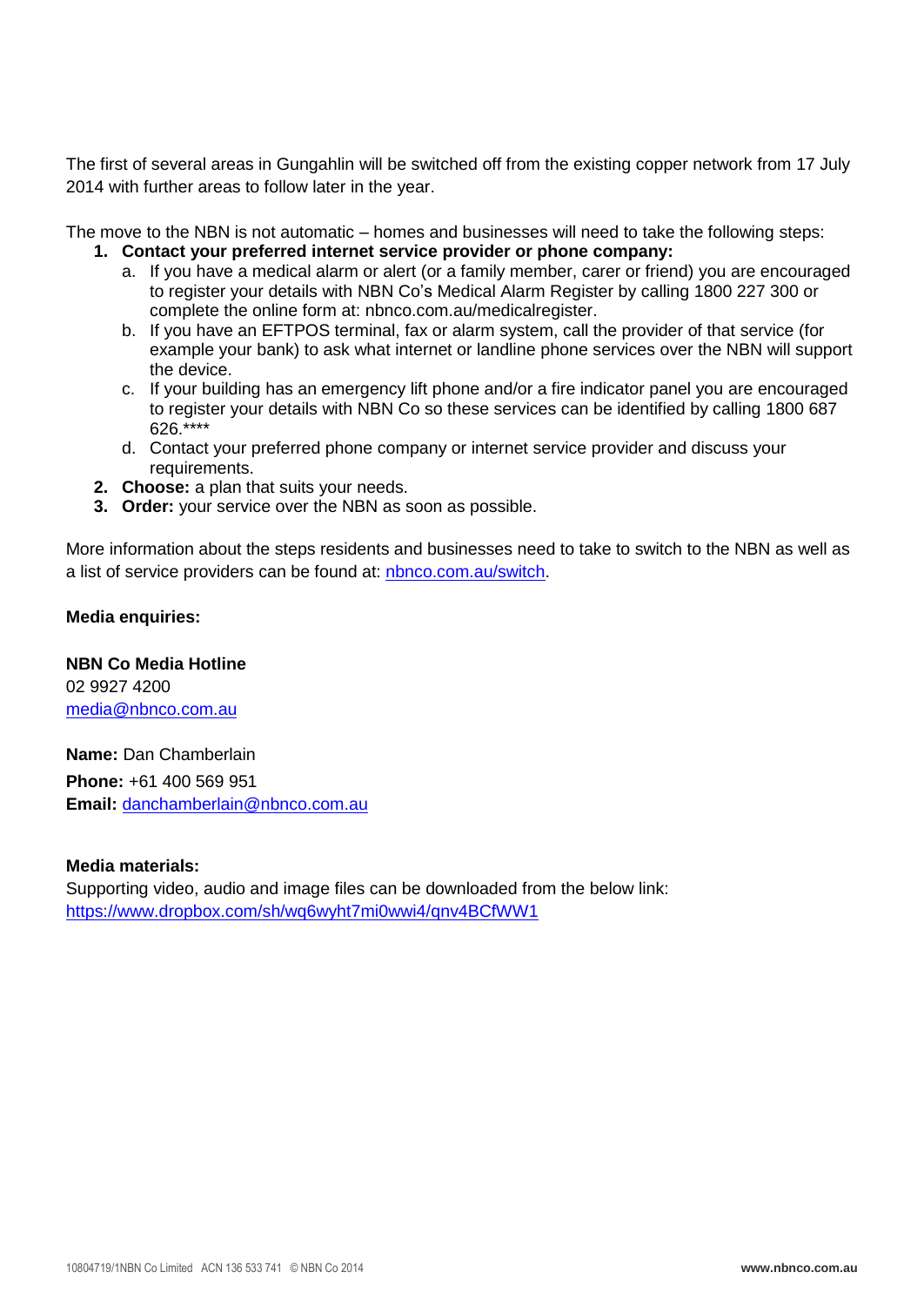The first of several areas in Gungahlin will be switched off from the existing copper network from 17 July 2014 with further areas to follow later in the year.

The move to the NBN is not automatic – homes and businesses will need to take the following steps:

1. **Contact your preferred internet service provider or phone company:**
    a. If you have a medical alarm or alert (or a family member, carer or friend) you are encouraged to register your details with NBN Co's Medical Alarm Register by calling 1800 227 300 or complete the online form at: nbnco.com.au/medicalregister.
    b. If you have an EFTPOS terminal, fax or alarm system, call the provider of that service (for example your bank) to ask what internet or landline phone services over the NBN will support the device.
    c. If your building has an emergency lift phone and/or a fire indicator panel you are encouraged to register your details with NBN Co so these services can be identified by calling 1800 687 626.****
    d. Contact your preferred phone company or internet service provider and discuss your requirements.
2. **Choose:** a plan that suits your needs.
3. **Order:** your service over the NBN as soon as possible.

More information about the steps residents and businesses need to take to switch to the NBN as well as a list of service providers can be found at: nbnco.com.au/switch.

**Media enquiries:**

**NBN Co Media Hotline**
02 9927 4200
media@nbnco.com.au

**Name:** Dan Chamberlain
**Phone:** +61 400 569 951
**Email:** danchamberlain@nbnco.com.au

**Media materials:**
Supporting video, audio and image files can be downloaded from the below link:
https://www.dropbox.com/sh/wq6wyht7mi0wwi4/qnv4BCfWW1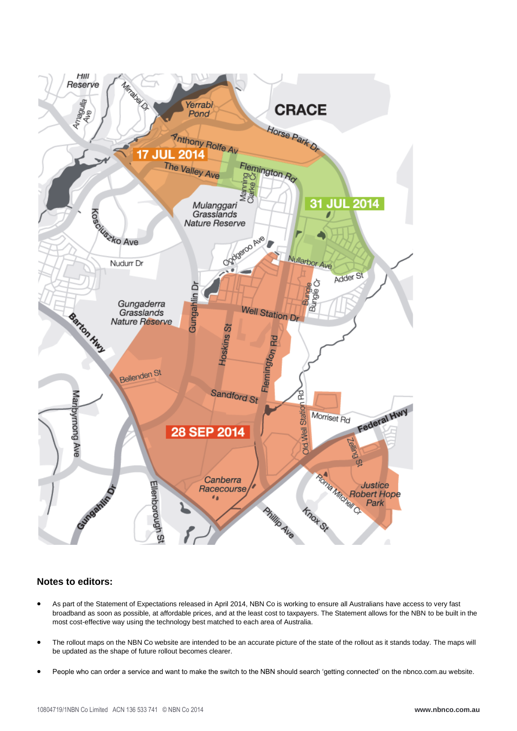CRACE

17 JUL 2014

31 JUL 2014

28 SEP 2014

Yerrabi Pond

Anthony Rolfe Av

Horse Park Dr

The Valley Ave

Flemington Rd

Manning Clarke Cr

Mulanggari Grasslands Nature Reserve

Kosciuszko Ave

Nudurr Dr

Gooderoo Ave

Nullarbor Ave

Adder St

Bungle Bungle Cr

Gungaderra Grasslands Nature Reserve

Gungahlin Dr

Well Station Dr

Hoskins St

Flemington Rd

Barton Hwy

Bellenden St

Sandford St

Old Well Station Rd

Morriset Rd

Federal Hwy

Zelling St

Maribyrnong Ave

Ellenborough St

Canberra Racecourse

Phillip Ave

Roma Mitchell Cr

Knox St

Justice Robert Hope Park

Hill Reserve

Mirrabei Dr

Amagula Ave

## Notes to editors:

- As part of the Statement of Expectations released in April 2014, NBN Co is working to ensure all Australians have access to very fast broadband as soon as possible, at affordable prices, and at the least cost to taxpayers. The Statement allows for the NBN to be built in the most cost-effective way using the technology best matched to each area of Australia.
- The rollout maps on the NBN Co website are intended to be an accurate picture of the state of the rollout as it stands today. The maps will be updated as the shape of future rollout becomes clearer.
- People who can order a service and want to make the switch to the NBN should search 'getting connected' on the nbnco.com.au website.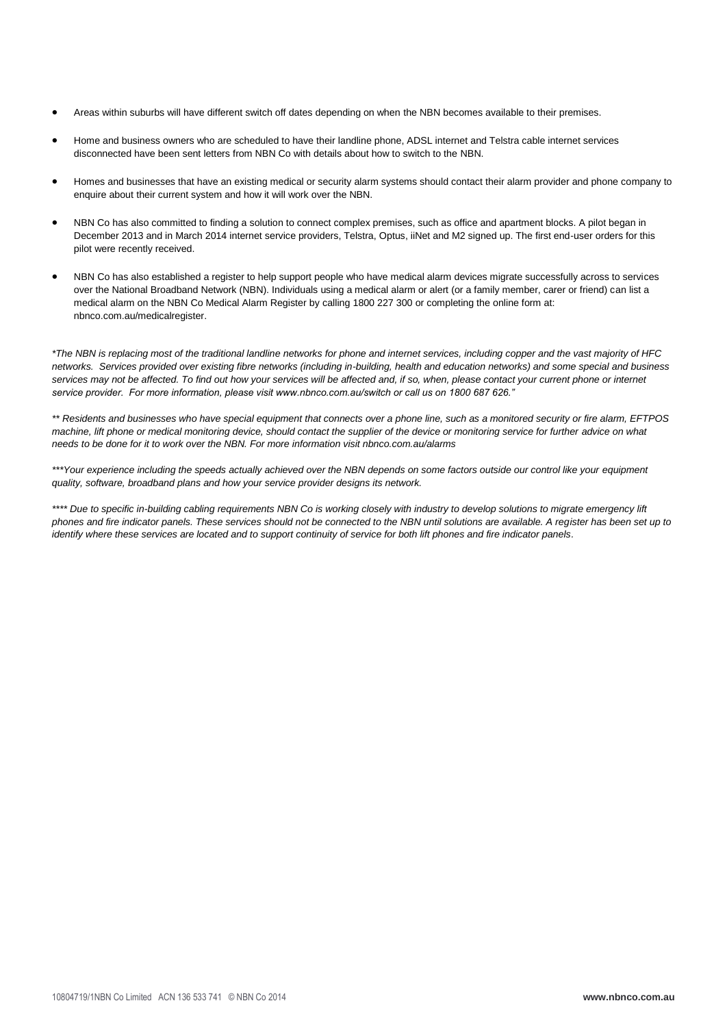- Areas within suburbs will have different switch off dates depending on when the NBN becomes available to their premises.
- Home and business owners who are scheduled to have their landline phone, ADSL internet and Telstra cable internet services disconnected have been sent letters from NBN Co with details about how to switch to the NBN.
- Homes and businesses that have an existing medical or security alarm systems should contact their alarm provider and phone company to enquire about their current system and how it will work over the NBN.
- NBN Co has also committed to finding a solution to connect complex premises, such as office and apartment blocks. A pilot began in December 2013 and in March 2014 internet service providers, Telstra, Optus, iiNet and M2 signed up. The first end-user orders for this pilot were recently received.
- NBN Co has also established a register to help support people who have medical alarm devices migrate successfully across to services over the National Broadband Network (NBN). Individuals using a medical alarm or alert (or a family member, carer or friend) can list a medical alarm on the NBN Co Medical Alarm Register by calling 1800 227 300 or completing the online form at: nbnco.com.au/medicalregister.

*\*The NBN is replacing most of the traditional landline networks for phone and internet services, including copper and the vast majority of HFC networks. Services provided over existing fibre networks (including in-building, health and education networks) and some special and business services may not be affected. To find out how your services will be affected and, if so, when, please contact your current phone or internet service provider. For more information, please visit www.nbnco.com.au/switch or call us on 1800 687 626."*

*\*\* Residents and businesses who have special equipment that connects over a phone line, such as a monitored security or fire alarm, EFTPOS machine, lift phone or medical monitoring device, should contact the supplier of the device or monitoring service for further advice on what needs to be done for it to work over the NBN. For more information visit nbnco.com.au/alarms*

*\*\*\*Your experience including the speeds actually achieved over the NBN depends on some factors outside our control like your equipment quality, software, broadband plans and how your service provider designs its network.*

*\*\*\*\* Due to specific in-building cabling requirements NBN Co is working closely with industry to develop solutions to migrate emergency lift phones and fire indicator panels. These services should not be connected to the NBN until solutions are available. A register has been set up to identify where these services are located and to support continuity of service for both lift phones and fire indicator panels.*

10804719/1NBN Co Limited ACN 136 533 741 © NBN Co 2014 **www.nbnco.com.au**